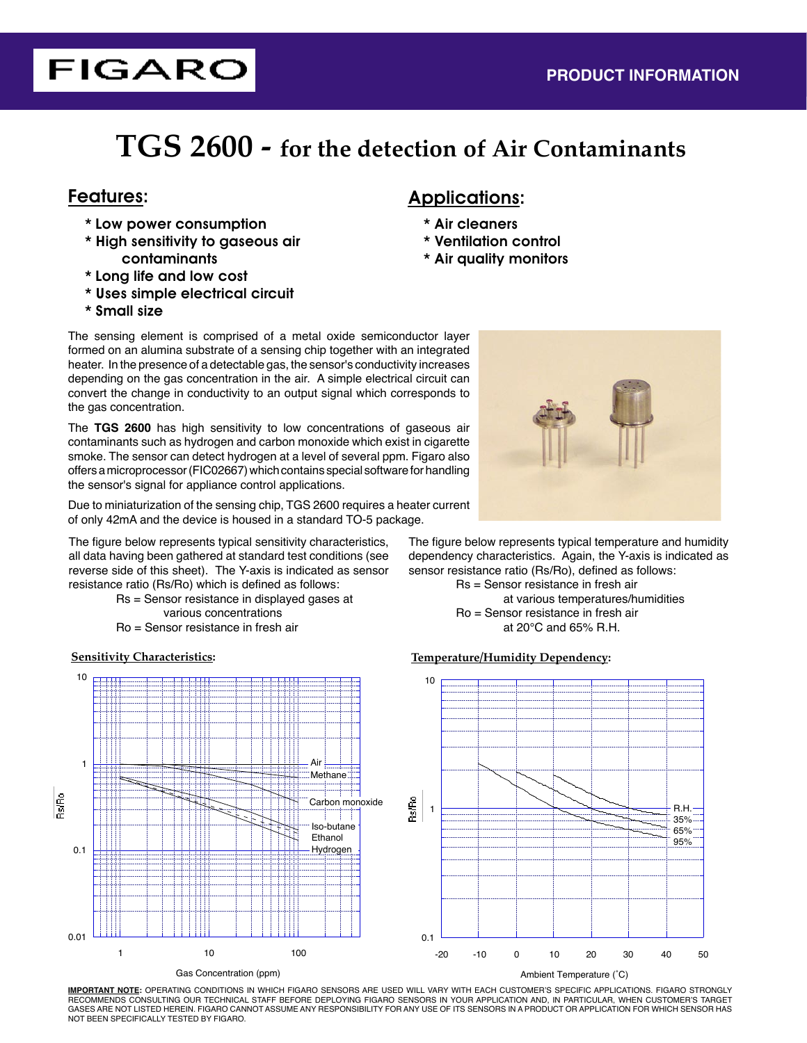FIGARO

PRODUCT INFORMATION

# TGS 2600 - for the detection of Air Contaminants

## Features:

* Low power consumption
* High sensitivity to gaseous air contaminants
* Long life and low cost
* Uses simple electrical circuit
* Small size

## Applications:

* Air cleaners
* Ventilation control
* Air quality monitors

The sensing element is comprised of a metal oxide semiconductor layer formed on an alumina substrate of a sensing chip together with an integrated heater. In the presence of a detectable gas, the sensor's conductivity increases depending on the gas concentration in the air. A simple electrical circuit can convert the change in conductivity to an output signal which corresponds to the gas concentration.

The **TGS 2600** has high sensitivity to low concentrations of gaseous air contaminants such as hydrogen and carbon monoxide which exist in cigarette smoke. The sensor can detect hydrogen at a level of several ppm. Figaro also offers a microprocessor (FIC02667) which contains special software for handling the sensor's signal for appliance control applications.

Due to miniaturization of the sensing chip, TGS 2600 requires a heater current of only 42mA and the device is housed in a standard TO-5 package.

The figure below represents typical sensitivity characteristics, all data having been gathered at standard test conditions (see reverse side of this sheet). The Y-axis is indicated as sensor resistance ratio (Rs/Ro) which is defined as follows:

Rs = Sensor resistance in displayed gases at various concentrations
Ro = Sensor resistance in fresh air

The figure below represents typical temperature and humidity dependency characteristics. Again, the Y-axis is indicated as sensor resistance ratio (Rs/Ro), defined as follows:

Rs = Sensor resistance in fresh air at various temperatures/humidities
Ro = Sensor resistance in fresh air at 20°C and 65% R.H.

**Sensitivity Characteristics:**

Rs/Ro
10
1
0.1
0.01
1
10
100
Gas Concentration (ppm)
Air
Methane
Carbon monoxide
Iso-butane
Ethanol
Hydrogen

**Temperature/Humidity Dependency:**

Rs/Ro
10
1
0.1
-20
-10
0
10
20
30
40
50
Ambient Temperature (˚C)
R.H.
35%
65%
95%

**IMPORTANT NOTE:** OPERATING CONDITIONS IN WHICH FIGARO SENSORS ARE USED WILL VARY WITH EACH CUSTOMER'S SPECIFIC APPLICATIONS. FIGARO STRONGLY RECOMMENDS CONSULTING OUR TECHNICAL STAFF BEFORE DEPLOYING FIGARO SENSORS IN YOUR APPLICATION AND, IN PARTICULAR, WHEN CUSTOMER'S TARGET GASES ARE NOT LISTED HEREIN. FIGARO CANNOT ASSUME ANY RESPONSIBILITY FOR ANY USE OF ITS SENSORS IN A PRODUCT OR APPLICATION FOR WHICH SENSOR HAS NOT BEEN SPECIFICALLY TESTED BY FIGARO.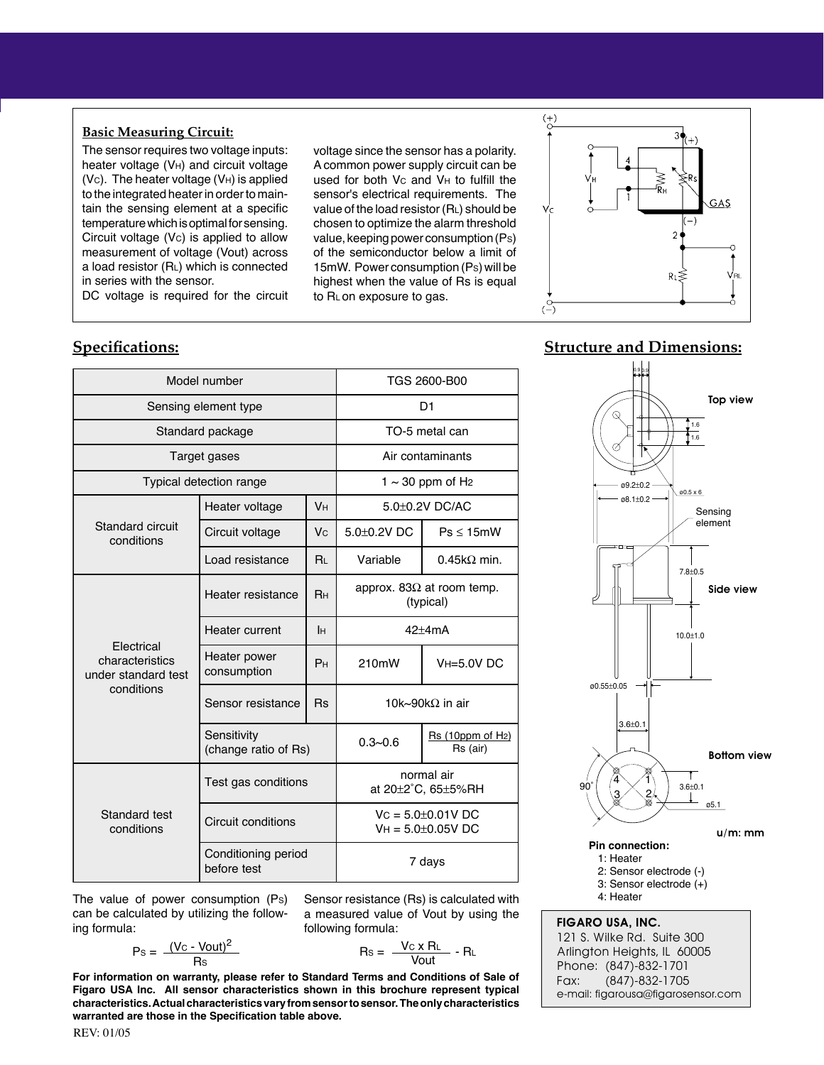## Basic Measuring Circuit:

The sensor requires two voltage inputs: heater voltage ($V_H$) and circuit voltage ($V_C$). The heater voltage ($V_H$) is applied to the integrated heater in order to maintain the sensing element at a specific temperature which is optimal for sensing. Circuit voltage ($V_C$) is applied to allow measurement of voltage (Vout) across a load resistor ($R_L$) which is connected in series with the sensor.

DC voltage is required for the circuit voltage since the sensor has a polarity. A common power supply circuit can be used for both $V_C$ and $V_H$ to fulfill the sensor's electrical requirements. The value of the load resistor ($R_L$) should be chosen to optimize the alarm threshold value, keeping power consumption ($P_S$) of the semiconductor below a limit of 15mW. Power consumption ($P_S$) will be highest when the value of Rs is equal to $R_L$ on exposure to gas.

(+)
3
(+)
4
$V_H$
$R_H$
$R_S$
1
GAS
$V_C$
(−)
2
$R_L$
$V_{RL}$
(−)

## Specifications:

| | | | | |
|---|---|---|---|---|
| Model number | | | TGS 2600-B00 | |
| Sensing element type | | | D1 | |
| Standard package | | | TO-5 metal can | |
| Target gases | | | Air contaminants | |
| Typical detection range | | | 1 ~ 30 ppm of $H_2$ | |
| Standard circuit conditions | Heater voltage | $V_H$ | 5.0±0.2V DC/AC | |
| | Circuit voltage | $V_C$ | 5.0±0.2V DC | Ps ≤ 15mW |
| | Load resistance | $R_L$ | Variable | 0.45kΩ min. |
| Electrical characteristics under standard test conditions | Heater resistance | $R_H$ | approx. 83Ω at room temp. (typical) | |
| | Heater current | $I_H$ | 42±4mA | |
| | Heater power consumption | $P_H$ | 210mW | $V_H$=5.0V DC |
| | Sensor resistance | Rs | 10k~90kΩ in air | |
| | Sensitivity (change ratio of Rs) | | 0.3~0.6 | Rs (10ppm of $H_2$) / Rs (air) |
| Standard test conditions | Test gas conditions | | normal air at 20±2°C, 65±5%RH | |
| | Circuit conditions | | $V_C$ = 5.0±0.01V DC, $V_H$ = 5.0±0.05V DC | |
| | Conditioning period before test | | 7 days | |

The value of power consumption ($P_S$) can be calculated by utilizing the following formula:

$$P_S = \frac{(V_C - V_{out})^2}{R_S}$$

Sensor resistance (Rs) is calculated with a measured value of Vout by using the following formula:

$$R_S = \frac{V_C \times R_L}{V_{out}} - R_L$$

**For information on warranty, please refer to Standard Terms and Conditions of Sale of Figaro USA Inc. All sensor characteristics shown in this brochure represent typical characteristics. Actual characteristics vary from sensor to sensor. The only characteristics warranted are those in the Specification table above.**

REV: 01/05

## Structure and Dimensions:

Top view
0.9 0.9
1.6
1.6
ø9.2±0.2
ø8.1±0.2
ø0.5 x 6
Sensing element
7.8±0.5
Side view
10.0±1.0
ø0.55±0.05
3.6±0.1
Bottom view
90°
4
1
3
2
3.6±0.1
ø5.1
u/m: mm

**Pin connection:**
1: Heater
2: Sensor electrode (-)
3: Sensor electrode (+)
4: Heater

**FIGARO USA, INC.**
121 S. Wilke Rd. Suite 300
Arlington Heights, IL 60005
Phone: (847)-832-1701
Fax: (847)-832-1705
e-mail: figarousa@figarosensor.com